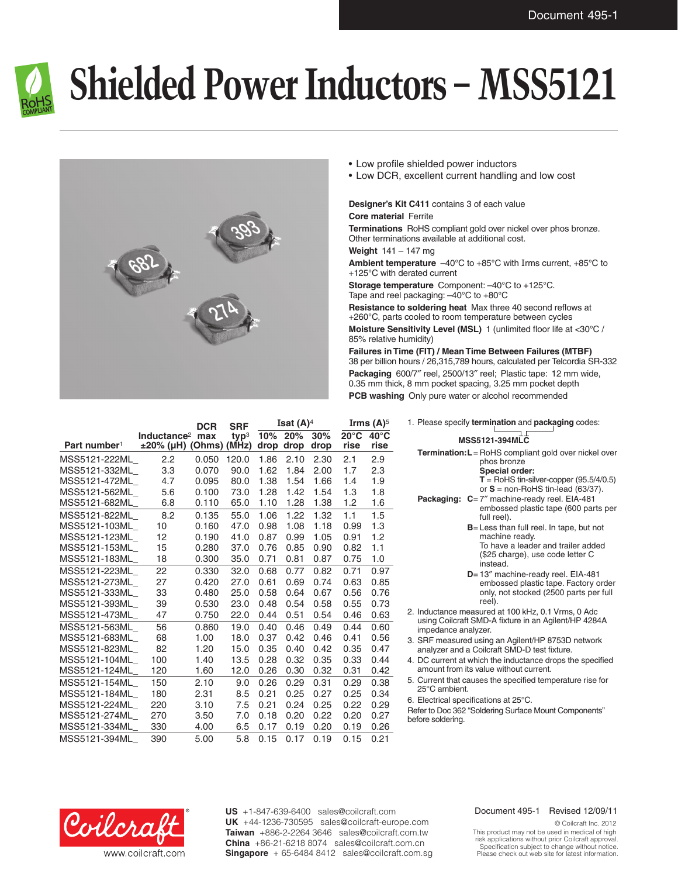// Document 495-1 header omitted as running header? It's "Document 495-1" top; also in footer. Omit.

# Shielded Power Inductors – MSS5121

- Low profile shielded power inductors
- Low DCR, excellent current handling and low cost

**Designer's Kit C411** contains 3 of each value

**Core material** Ferrite

**Terminations** RoHS compliant gold over nickel over phos bronze. Other terminations available at additional cost.

**Weight** 141 – 147 mg

**Ambient temperature** –40°C to +85°C with Irms current, +85°C to +125°C with derated current

**Storage temperature** Component: –40°C to +125°C. Tape and reel packaging: –40°C to +80°C

**Resistance to soldering heat** Max three 40 second reflows at +260°C, parts cooled to room temperature between cycles

**Moisture Sensitivity Level (MSL)** 1 (unlimited floor life at <30°C / 85% relative humidity)

**Failures in Time (FIT) / Mean Time Between Failures (MTBF)** 38 per billion hours / 26,315,789 hours, calculated per Telcordia SR-332

**Packaging** 600/7″ reel, 2500/13″ reel; Plastic tape: 12 mm wide, 0.35 mm thick, 8 mm pocket spacing, 3.25 mm pocket depth

**PCB washing** Only pure water or alcohol recommended

| Part number[1] | Inductance[2] ±20% (µH) | DCR max (Ohms) | SRF typ[3] (MHz) | Isat (A)[4] 10% drop | Isat (A)[4] 20% drop | Isat (A)[4] 30% drop | Irms (A)[5] 20°C rise | Irms (A)[5] 40°C rise |
|---|---|---|---|---|---|---|---|---|
| MSS5121-222ML_ | 2.2 | 0.050 | 120.0 | 1.86 | 2.10 | 2.30 | 2.1 | 2.9 |
| MSS5121-332ML_ | 3.3 | 0.070 | 90.0 | 1.62 | 1.84 | 2.00 | 1.7 | 2.3 |
| MSS5121-472ML_ | 4.7 | 0.095 | 80.0 | 1.38 | 1.54 | 1.66 | 1.4 | 1.9 |
| MSS5121-562ML_ | 5.6 | 0.100 | 73.0 | 1.28 | 1.42 | 1.54 | 1.3 | 1.8 |
| MSS5121-682ML_ | 6.8 | 0.110 | 65.0 | 1.10 | 1.28 | 1.38 | 1.2 | 1.6 |
| MSS5121-822ML_ | 8.2 | 0.135 | 55.0 | 1.06 | 1.22 | 1.32 | 1.1 | 1.5 |
| MSS5121-103ML_ | 10 | 0.160 | 47.0 | 0.98 | 1.08 | 1.18 | 0.99 | 1.3 |
| MSS5121-123ML_ | 12 | 0.190 | 41.0 | 0.87 | 0.99 | 1.05 | 0.91 | 1.2 |
| MSS5121-153ML_ | 15 | 0.280 | 37.0 | 0.76 | 0.85 | 0.90 | 0.82 | 1.1 |
| MSS5121-183ML_ | 18 | 0.300 | 35.0 | 0.71 | 0.81 | 0.87 | 0.75 | 1.0 |
| MSS5121-223ML_ | 22 | 0.330 | 32.0 | 0.68 | 0.77 | 0.82 | 0.71 | 0.97 |
| MSS5121-273ML_ | 27 | 0.420 | 27.0 | 0.61 | 0.69 | 0.74 | 0.63 | 0.85 |
| MSS5121-333ML_ | 33 | 0.480 | 25.0 | 0.58 | 0.64 | 0.67 | 0.56 | 0.76 |
| MSS5121-393ML_ | 39 | 0.530 | 23.0 | 0.48 | 0.54 | 0.58 | 0.55 | 0.73 |
| MSS5121-473ML_ | 47 | 0.750 | 22.0 | 0.44 | 0.51 | 0.54 | 0.46 | 0.63 |
| MSS5121-563ML_ | 56 | 0.860 | 19.0 | 0.40 | 0.46 | 0.49 | 0.44 | 0.60 |
| MSS5121-683ML_ | 68 | 1.00 | 18.0 | 0.37 | 0.42 | 0.46 | 0.41 | 0.56 |
| MSS5121-823ML_ | 82 | 1.20 | 15.0 | 0.35 | 0.40 | 0.42 | 0.35 | 0.47 |
| MSS5121-104ML_ | 100 | 1.40 | 13.5 | 0.28 | 0.32 | 0.35 | 0.33 | 0.44 |
| MSS5121-124ML_ | 120 | 1.60 | 12.0 | 0.26 | 0.30 | 0.32 | 0.31 | 0.42 |
| MSS5121-154ML_ | 150 | 2.10 | 9.0 | 0.26 | 0.29 | 0.31 | 0.29 | 0.38 |
| MSS5121-184ML_ | 180 | 2.31 | 8.5 | 0.21 | 0.25 | 0.27 | 0.25 | 0.34 |
| MSS5121-224ML_ | 220 | 3.10 | 7.5 | 0.21 | 0.24 | 0.25 | 0.22 | 0.29 |
| MSS5121-274ML_ | 270 | 3.50 | 7.0 | 0.18 | 0.20 | 0.22 | 0.20 | 0.27 |
| MSS5121-334ML_ | 330 | 4.00 | 6.5 | 0.17 | 0.19 | 0.20 | 0.19 | 0.26 |
| MSS5121-394ML_ | 390 | 5.00 | 5.8 | 0.15 | 0.17 | 0.19 | 0.15 | 0.21 |

1. Please specify **termination** and **packaging** codes:

   **MSS5121-394MLC**

   **Termination: L** = RoHS compliant gold over nickel over phos bronze
   **Special order:**
   **T** = RoHS tin-silver-copper (95.5/4/0.5) or **S** = non-RoHS tin-lead (63/37).

   **Packaging: C** = 7″ machine-ready reel. EIA-481 embossed plastic tape (600 parts per full reel).
   **B** = Less than full reel. In tape, but not machine ready. To have a leader and trailer added ($25 charge), use code letter C instead.
   **D** = 13″ machine-ready reel. EIA-481 embossed plastic tape. Factory order only, not stocked (2500 parts per full reel).
2. Inductance measured at 100 kHz, 0.1 Vrms, 0 Adc using Coilcraft SMD-A fixture in an Agilent/HP 4284A impedance analyzer.
3. SRF measured using an Agilent/HP 8753D network analyzer and a Coilcraft SMD-D test fixture.
4. DC current at which the inductance drops the specified amount from its value without current.
5. Current that causes the specified temperature rise for 25°C ambient.
6. Electrical specifications at 25°C.

Refer to Doc 362 "Soldering Surface Mount Components" before soldering.

Coilcraft www.coilcraft.com

**US** +1-847-639-6400 sales@coilcraft.com
**UK** +44-1236-730595 sales@coilcraft-europe.com
**Taiwan** +886-2-2264 3646 sales@coilcraft.com.tw
**China** +86-21-6218 8074 sales@coilcraft.com.cn
**Singapore** + 65-6484 8412 sales@coilcraft.com.sg

Document 495-1 Revised 12/09/11

© Coilcraft Inc. 2012
This product may not be used in medical of high risk applications without prior Coilcraft approval. Specification subject to change without notice. Please check out web site for latest information.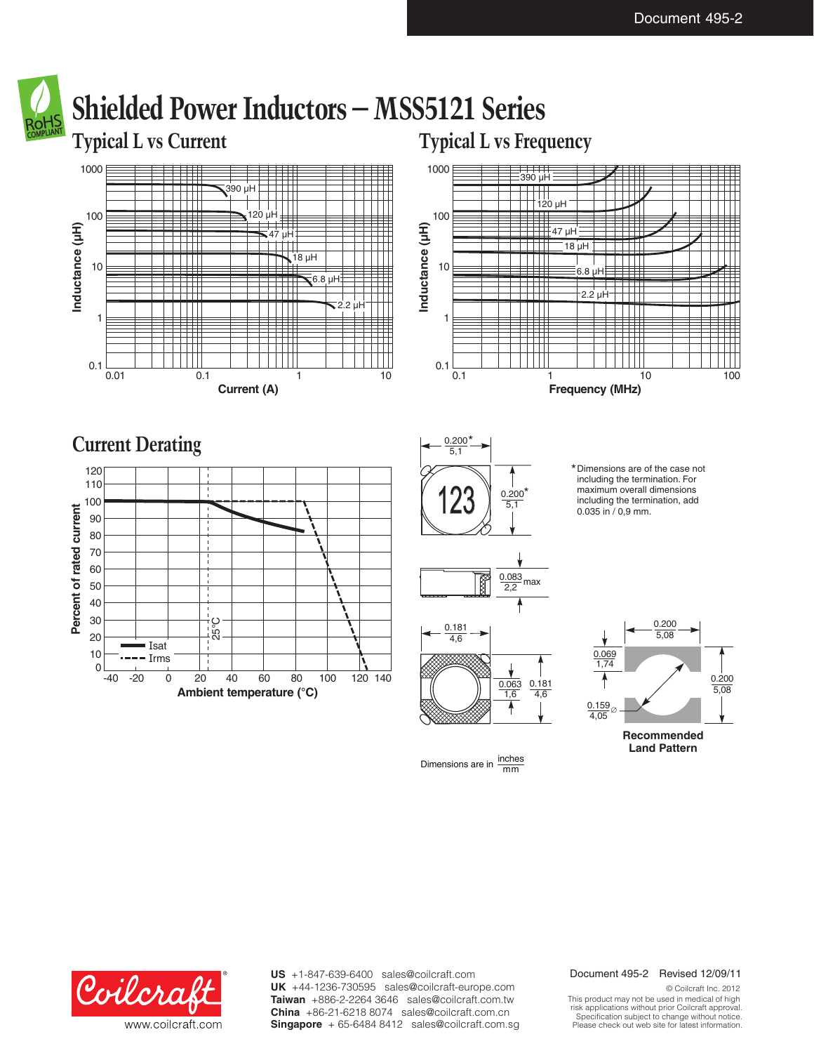# Shielded Power Inductors – MSS5121 Series

## Typical L vs Current

Inductance (µH)

1000
100
10
1
0.1

390 µH
120 µH
47 µH
18 µH
6.8 µH
2.2 µH

0.01
0.1
1
10

Current (A)

## Typical L vs Frequency

Inductance (µH)

1000
100
10
1
0.1

390 µH
120 µH
47 µH
18 µH
6.8 µH
2.2 µH

0.1
1
10
100

Frequency (MHz)

## Current Derating

Percent of rated current

120
110
100
90
80
70
60
50
40
30
20
10
0

25°C

Isat
Irms

-40 -20 0 20 40 60 80 100 120 140

Ambient temperature (°C)

0.200* / 5,1

123

0.200* / 5,1

*Dimensions are of the case not including the termination. For maximum overall dimensions including the termination, add 0.035 in / 0,9 mm.

0.083 / 2,2 max

0.181 / 4,6

0.063 / 1,6

0.181 / 4,6

0.200 / 5,08

0.069 / 1,74

0.200 / 5,08

0.159 / 4,05 ⌀

**Recommended Land Pattern**

Dimensions are in inches / mm

**US** +1-847-639-6400 sales@coilcraft.com
**UK** +44-1236-730595 sales@coilcraft-europe.com
**Taiwan** +886-2-2264 3646 sales@coilcraft.com.tw
**China** +86-21-6218 8074 sales@coilcraft.com.cn
**Singapore** + 65-6484 8412 sales@coilcraft.com.sg

www.coilcraft.com

Document 495-2 Revised 12/09/11

© Coilcraft Inc. 2012
This product may not be used in medical of high risk applications without prior Coilcraft approval.
Specification subject to change without notice.
Please check out web site for latest information.